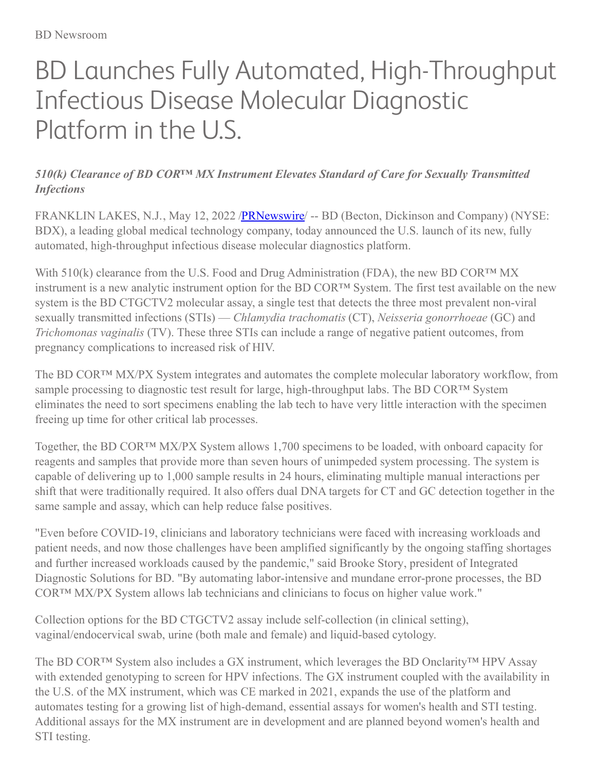BD Newsroom

# BD Launches Fully Automated, High-Throughput Infectious Disease Molecular Diagnostic Platform in the U.S.

***510(k) Clearance of BD COR™ MX Instrument Elevates Standard of Care for Sexually Transmitted Infections***

FRANKLIN LAKES, N.J., May 12, 2022 /[PRNewswire](http://www.prnewswire.com/)/ -- BD (Becton, Dickinson and Company) (NYSE: BDX), a leading global medical technology company, today announced the U.S. launch of its new, fully automated, high-throughput infectious disease molecular diagnostics platform.

With 510(k) clearance from the U.S. Food and Drug Administration (FDA), the new BD COR™ MX instrument is a new analytic instrument option for the BD COR™ System. The first test available on the new system is the BD CTGCTV2 molecular assay, a single test that detects the three most prevalent non-viral sexually transmitted infections (STIs) — *Chlamydia trachomatis* (CT), *Neisseria gonorrhoeae* (GC) and *Trichomonas vaginalis* (TV). These three STIs can include a range of negative patient outcomes, from pregnancy complications to increased risk of HIV.

The BD COR™ MX/PX System integrates and automates the complete molecular laboratory workflow, from sample processing to diagnostic test result for large, high-throughput labs. The BD COR™ System eliminates the need to sort specimens enabling the lab tech to have very little interaction with the specimen freeing up time for other critical lab processes.

Together, the BD COR™ MX/PX System allows 1,700 specimens to be loaded, with onboard capacity for reagents and samples that provide more than seven hours of unimpeded system processing. The system is capable of delivering up to 1,000 sample results in 24 hours, eliminating multiple manual interactions per shift that were traditionally required. It also offers dual DNA targets for CT and GC detection together in the same sample and assay, which can help reduce false positives.

"Even before COVID-19, clinicians and laboratory technicians were faced with increasing workloads and patient needs, and now those challenges have been amplified significantly by the ongoing staffing shortages and further increased workloads caused by the pandemic," said Brooke Story, president of Integrated Diagnostic Solutions for BD. "By automating labor-intensive and mundane error-prone processes, the BD COR™ MX/PX System allows lab technicians and clinicians to focus on higher value work."

Collection options for the BD CTGCTV2 assay include self-collection (in clinical setting), vaginal/endocervical swab, urine (both male and female) and liquid-based cytology.

The BD COR™ System also includes a GX instrument, which leverages the BD Onclarity™ HPV Assay with extended genotyping to screen for HPV infections. The GX instrument coupled with the availability in the U.S. of the MX instrument, which was CE marked in 2021, expands the use of the platform and automates testing for a growing list of high-demand, essential assays for women's health and STI testing. Additional assays for the MX instrument are in development and are planned beyond women's health and STI testing.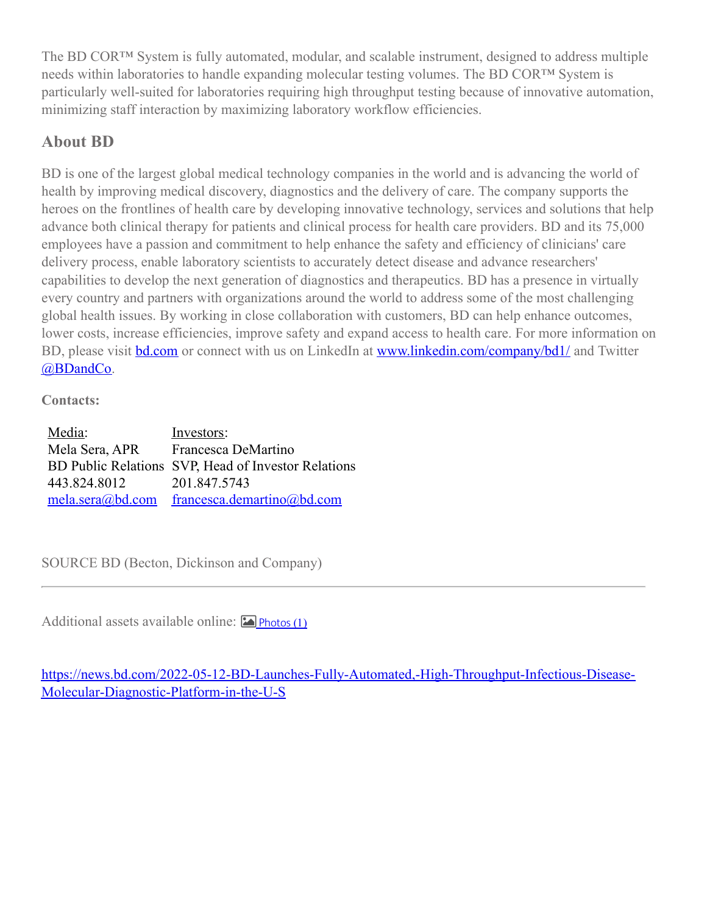The BD COR™ System is fully automated, modular, and scalable instrument, designed to address multiple needs within laboratories to handle expanding molecular testing volumes. The BD COR™ System is particularly well-suited for laboratories requiring high throughput testing because of innovative automation, minimizing staff interaction by maximizing laboratory workflow efficiencies.

## About BD

BD is one of the largest global medical technology companies in the world and is advancing the world of health by improving medical discovery, diagnostics and the delivery of care. The company supports the heroes on the frontlines of health care by developing innovative technology, services and solutions that help advance both clinical therapy for patients and clinical process for health care providers. BD and its 75,000 employees have a passion and commitment to help enhance the safety and efficiency of clinicians' care delivery process, enable laboratory scientists to accurately detect disease and advance researchers' capabilities to develop the next generation of diagnostics and therapeutics. BD has a presence in virtually every country and partners with organizations around the world to address some of the most challenging global health issues. By working in close collaboration with customers, BD can help enhance outcomes, lower costs, increase efficiencies, improve safety and expand access to health care. For more information on BD, please visit bd.com or connect with us on LinkedIn at www.linkedin.com/company/bd1/ and Twitter @BDandCo.

**Contacts:**

| | |
|---|---|
| Media: | Investors: |
| Mela Sera, APR | Francesca DeMartino |
| BD Public Relations | SVP, Head of Investor Relations |
| 443.824.8012 | 201.847.5743 |
| mela.sera@bd.com | francesca.demartino@bd.com |

SOURCE BD (Becton, Dickinson and Company)

---

Additional assets available online: Photos (1)

https://news.bd.com/2022-05-12-BD-Launches-Fully-Automated,-High-Throughput-Infectious-Disease-Molecular-Diagnostic-Platform-in-the-U-S